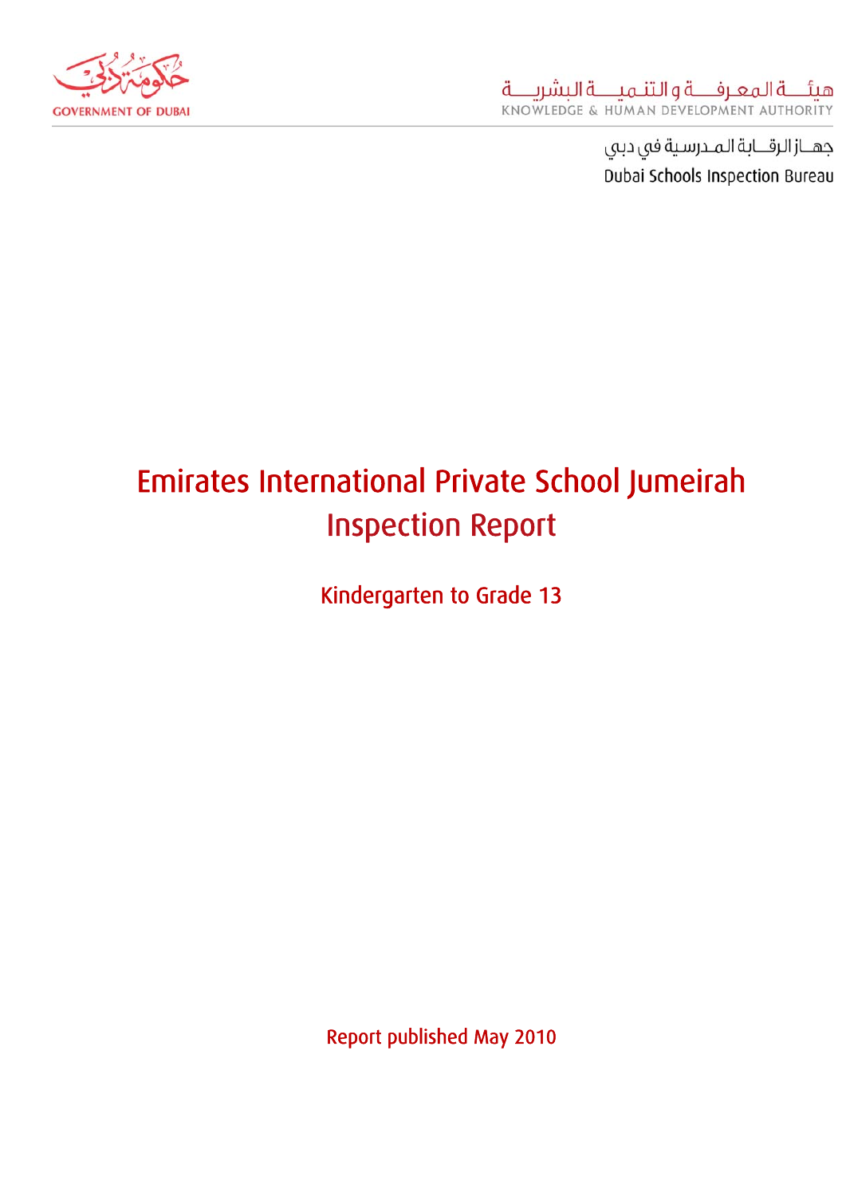GOVERNMENT OF DUBAI

هيئة المعرفة و التنمية البشرية
KNOWLEDGE & HUMAN DEVELOPMENT AUTHORITY

جهاز الرقابة المدرسية في دبي
Dubai Schools Inspection Bureau

# Emirates International Private School Jumeirah Inspection Report

## Kindergarten to Grade 13

Report published May 2010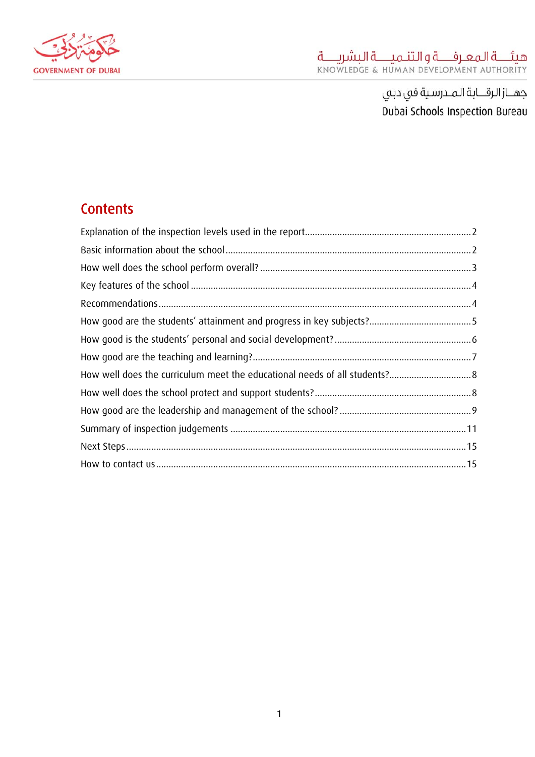## Contents

| | |
|---|---|
| Explanation of the inspection levels used in the report | 2 |
| Basic information about the school | 2 |
| How well does the school perform overall? | 3 |
| Key features of the school | 4 |
| Recommendations | 4 |
| How good are the students' attainment and progress in key subjects? | 5 |
| How good is the students' personal and social development? | 6 |
| How good are the teaching and learning? | 7 |
| How well does the curriculum meet the educational needs of all students? | 8 |
| How well does the school protect and support students? | 8 |
| How good are the leadership and management of the school? | 9 |
| Summary of inspection judgements | 11 |
| Next Steps | 15 |
| How to contact us | 15 |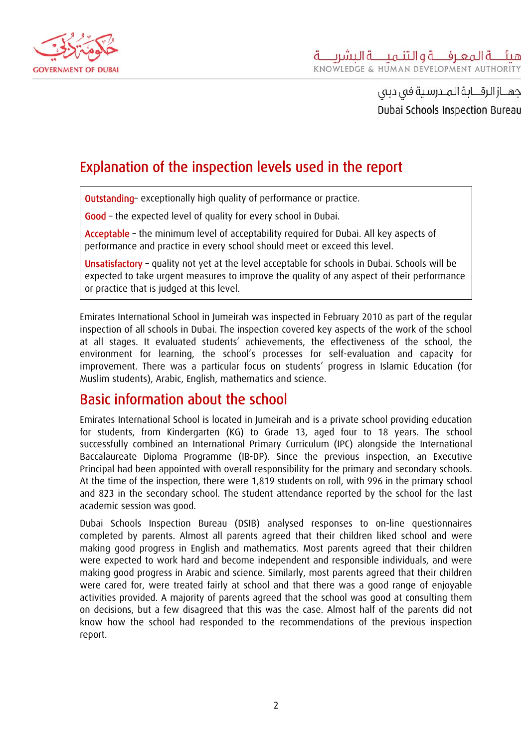## Explanation of the inspection levels used in the report

**Outstanding**– exceptionally high quality of performance or practice.

**Good** – the expected level of quality for every school in Dubai.

**Acceptable** – the minimum level of acceptability required for Dubai. All key aspects of performance and practice in every school should meet or exceed this level.

**Unsatisfactory** – quality not yet at the level acceptable for schools in Dubai. Schools will be expected to take urgent measures to improve the quality of any aspect of their performance or practice that is judged at this level.

Emirates International School in Jumeirah was inspected in February 2010 as part of the regular inspection of all schools in Dubai. The inspection covered key aspects of the work of the school at all stages. It evaluated students' achievements, the effectiveness of the school, the environment for learning, the school's processes for self-evaluation and capacity for improvement. There was a particular focus on students' progress in Islamic Education (for Muslim students), Arabic, English, mathematics and science.

## Basic information about the school

Emirates International School is located in Jumeirah and is a private school providing education for students, from Kindergarten (KG) to Grade 13, aged four to 18 years. The school successfully combined an International Primary Curriculum (IPC) alongside the International Baccalaureate Diploma Programme (IB-DP). Since the previous inspection, an Executive Principal had been appointed with overall responsibility for the primary and secondary schools. At the time of the inspection, there were 1,819 students on roll, with 996 in the primary school and 823 in the secondary school. The student attendance reported by the school for the last academic session was good.

Dubai Schools Inspection Bureau (DSIB) analysed responses to on-line questionnaires completed by parents. Almost all parents agreed that their children liked school and were making good progress in English and mathematics. Most parents agreed that their children were expected to work hard and become independent and responsible individuals, and were making good progress in Arabic and science. Similarly, most parents agreed that their children were cared for, were treated fairly at school and that there was a good range of enjoyable activities provided. A majority of parents agreed that the school was good at consulting them on decisions, but a few disagreed that this was the case. Almost half of the parents did not know how the school had responded to the recommendations of the previous inspection report.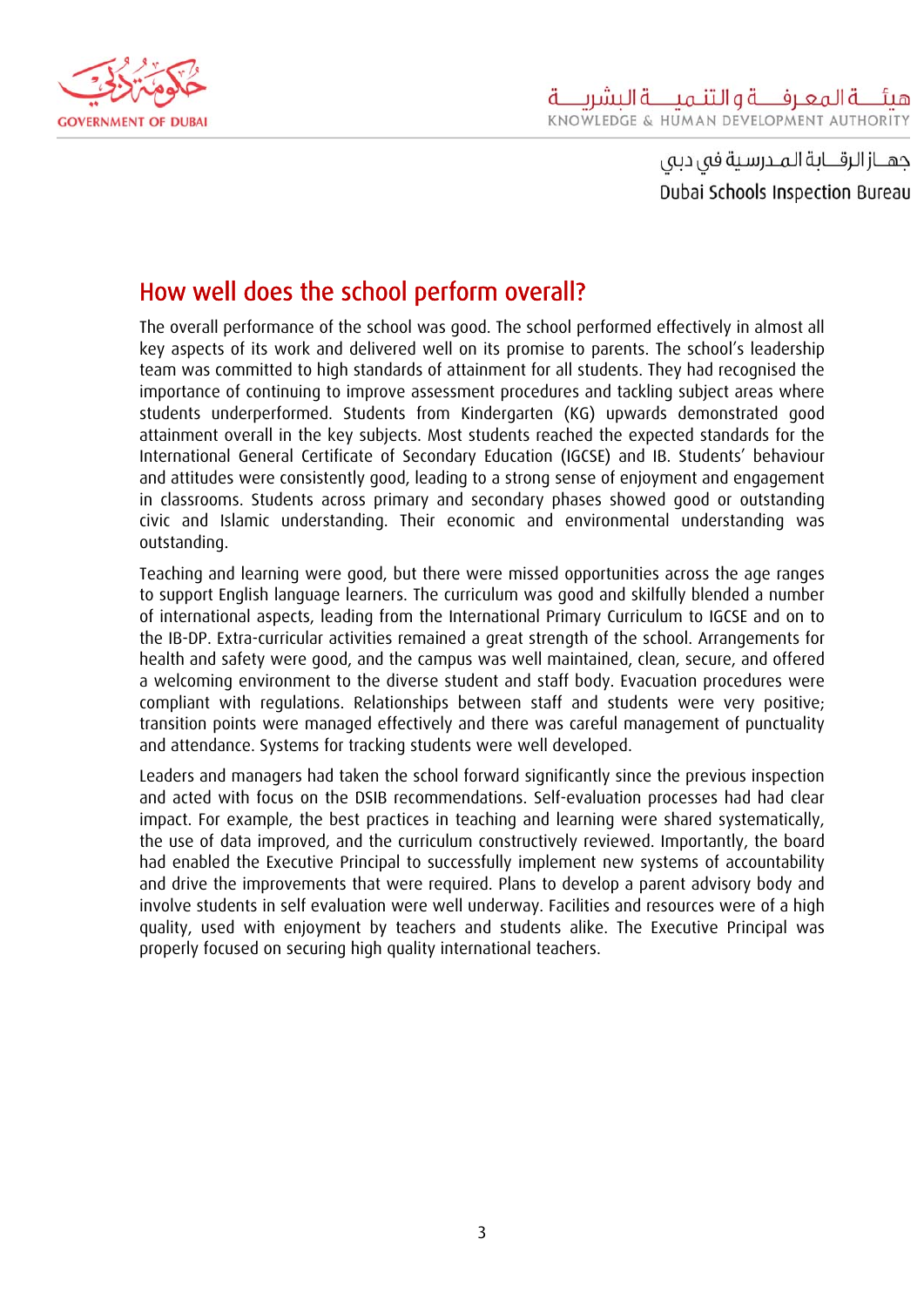## How well does the school perform overall?

The overall performance of the school was good. The school performed effectively in almost all key aspects of its work and delivered well on its promise to parents. The school's leadership team was committed to high standards of attainment for all students. They had recognised the importance of continuing to improve assessment procedures and tackling subject areas where students underperformed. Students from Kindergarten (KG) upwards demonstrated good attainment overall in the key subjects. Most students reached the expected standards for the International General Certificate of Secondary Education (IGCSE) and IB. Students' behaviour and attitudes were consistently good, leading to a strong sense of enjoyment and engagement in classrooms. Students across primary and secondary phases showed good or outstanding civic and Islamic understanding. Their economic and environmental understanding was outstanding.

Teaching and learning were good, but there were missed opportunities across the age ranges to support English language learners. The curriculum was good and skilfully blended a number of international aspects, leading from the International Primary Curriculum to IGCSE and on to the IB-DP. Extra-curricular activities remained a great strength of the school. Arrangements for health and safety were good, and the campus was well maintained, clean, secure, and offered a welcoming environment to the diverse student and staff body. Evacuation procedures were compliant with regulations. Relationships between staff and students were very positive; transition points were managed effectively and there was careful management of punctuality and attendance. Systems for tracking students were well developed.

Leaders and managers had taken the school forward significantly since the previous inspection and acted with focus on the DSIB recommendations. Self-evaluation processes had had clear impact. For example, the best practices in teaching and learning were shared systematically, the use of data improved, and the curriculum constructively reviewed. Importantly, the board had enabled the Executive Principal to successfully implement new systems of accountability and drive the improvements that were required. Plans to develop a parent advisory body and involve students in self evaluation were well underway. Facilities and resources were of a high quality, used with enjoyment by teachers and students alike. The Executive Principal was properly focused on securing high quality international teachers.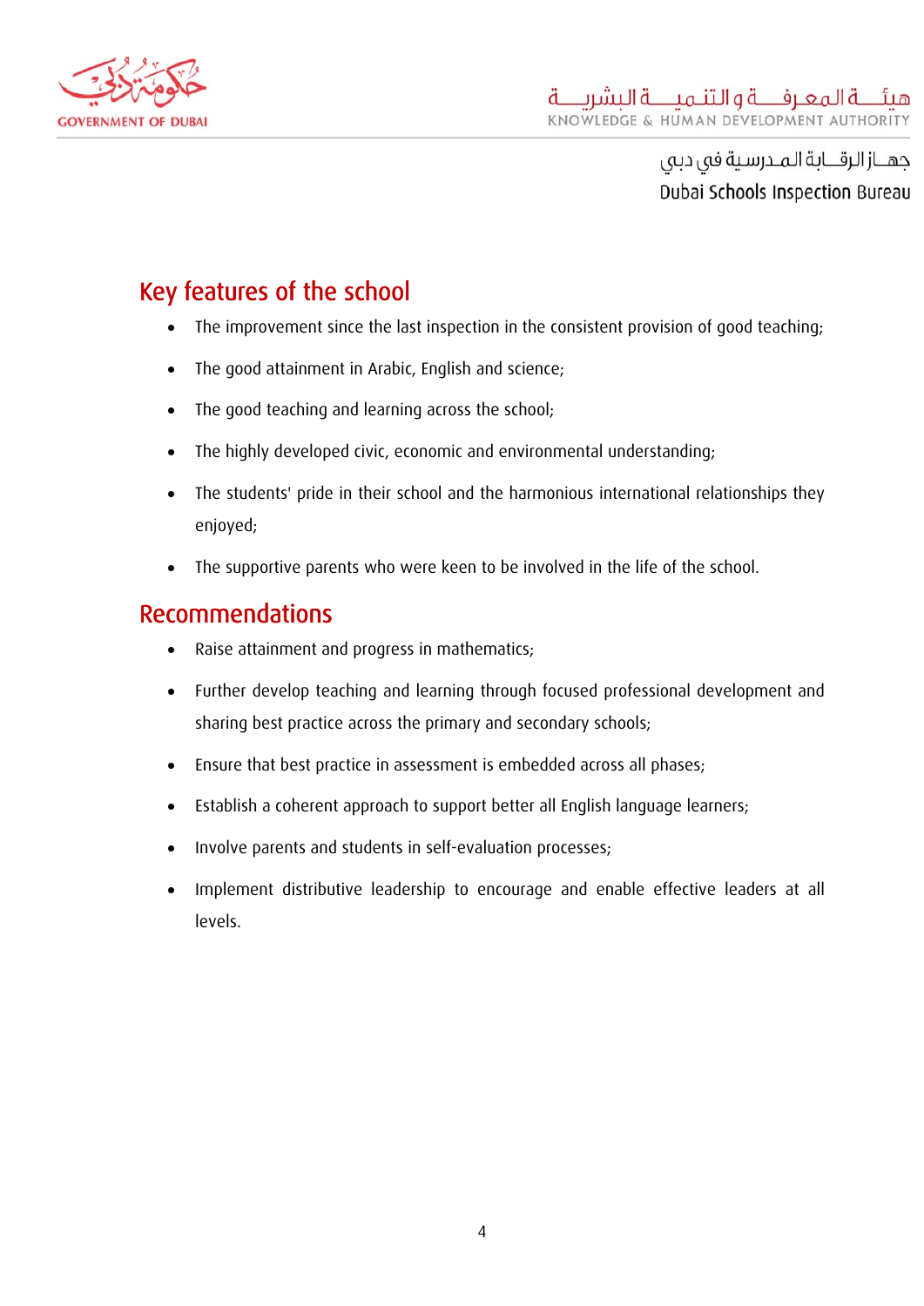## Key features of the school

- The improvement since the last inspection in the consistent provision of good teaching;
- The good attainment in Arabic, English and science;
- The good teaching and learning across the school;
- The highly developed civic, economic and environmental understanding;
- The students' pride in their school and the harmonious international relationships they enjoyed;
- The supportive parents who were keen to be involved in the life of the school.

## Recommendations

- Raise attainment and progress in mathematics;
- Further develop teaching and learning through focused professional development and sharing best practice across the primary and secondary schools;
- Ensure that best practice in assessment is embedded across all phases;
- Establish a coherent approach to support better all English language learners;
- Involve parents and students in self-evaluation processes;
- Implement distributive leadership to encourage and enable effective leaders at all levels.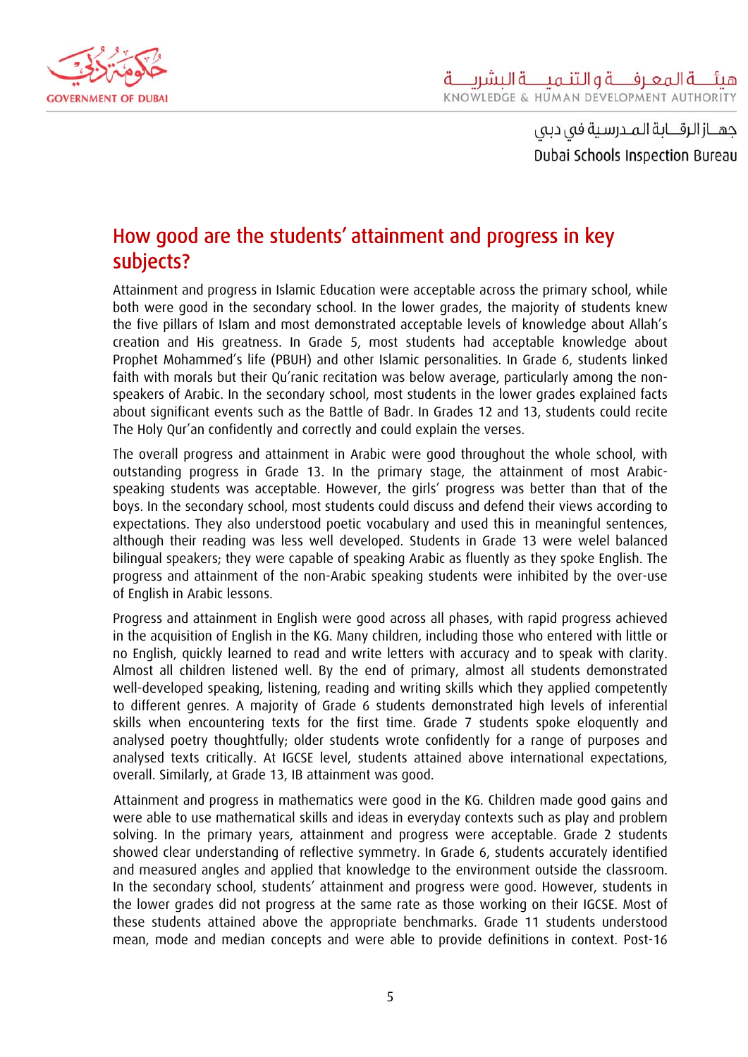## How good are the students' attainment and progress in key subjects?

Attainment and progress in Islamic Education were acceptable across the primary school, while both were good in the secondary school. In the lower grades, the majority of students knew the five pillars of Islam and most demonstrated acceptable levels of knowledge about Allah's creation and His greatness. In Grade 5, most students had acceptable knowledge about Prophet Mohammed's life (PBUH) and other Islamic personalities. In Grade 6, students linked faith with morals but their Qu'ranic recitation was below average, particularly among the non-speakers of Arabic. In the secondary school, most students in the lower grades explained facts about significant events such as the Battle of Badr. In Grades 12 and 13, students could recite The Holy Qur'an confidently and correctly and could explain the verses.

The overall progress and attainment in Arabic were good throughout the whole school, with outstanding progress in Grade 13. In the primary stage, the attainment of most Arabic-speaking students was acceptable. However, the girls' progress was better than that of the boys. In the secondary school, most students could discuss and defend their views according to expectations. They also understood poetic vocabulary and used this in meaningful sentences, although their reading was less well developed. Students in Grade 13 were welel balanced bilingual speakers; they were capable of speaking Arabic as fluently as they spoke English. The progress and attainment of the non-Arabic speaking students were inhibited by the over-use of English in Arabic lessons.

Progress and attainment in English were good across all phases, with rapid progress achieved in the acquisition of English in the KG. Many children, including those who entered with little or no English, quickly learned to read and write letters with accuracy and to speak with clarity. Almost all children listened well. By the end of primary, almost all students demonstrated well-developed speaking, listening, reading and writing skills which they applied competently to different genres. A majority of Grade 6 students demonstrated high levels of inferential skills when encountering texts for the first time. Grade 7 students spoke eloquently and analysed poetry thoughtfully; older students wrote confidently for a range of purposes and analysed texts critically. At IGCSE level, students attained above international expectations, overall. Similarly, at Grade 13, IB attainment was good.

Attainment and progress in mathematics were good in the KG. Children made good gains and were able to use mathematical skills and ideas in everyday contexts such as play and problem solving. In the primary years, attainment and progress were acceptable. Grade 2 students showed clear understanding of reflective symmetry. In Grade 6, students accurately identified and measured angles and applied that knowledge to the environment outside the classroom. In the secondary school, students' attainment and progress were good. However, students in the lower grades did not progress at the same rate as those working on their IGCSE. Most of these students attained above the appropriate benchmarks. Grade 11 students understood mean, mode and median concepts and were able to provide definitions in context. Post-16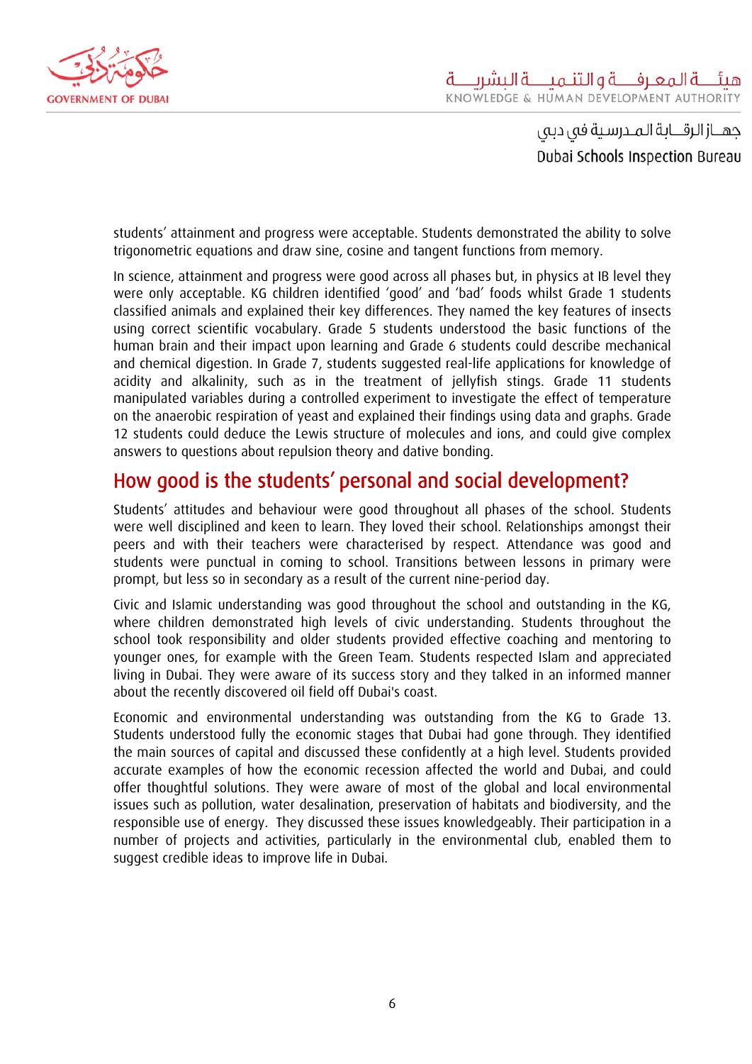students' attainment and progress were acceptable. Students demonstrated the ability to solve trigonometric equations and draw sine, cosine and tangent functions from memory.

In science, attainment and progress were good across all phases but, in physics at IB level they were only acceptable. KG children identified 'good' and 'bad' foods whilst Grade 1 students classified animals and explained their key differences. They named the key features of insects using correct scientific vocabulary. Grade 5 students understood the basic functions of the human brain and their impact upon learning and Grade 6 students could describe mechanical and chemical digestion. In Grade 7, students suggested real-life applications for knowledge of acidity and alkalinity, such as in the treatment of jellyfish stings. Grade 11 students manipulated variables during a controlled experiment to investigate the effect of temperature on the anaerobic respiration of yeast and explained their findings using data and graphs. Grade 12 students could deduce the Lewis structure of molecules and ions, and could give complex answers to questions about repulsion theory and dative bonding.

## How good is the students' personal and social development?

Students' attitudes and behaviour were good throughout all phases of the school. Students were well disciplined and keen to learn. They loved their school. Relationships amongst their peers and with their teachers were characterised by respect. Attendance was good and students were punctual in coming to school. Transitions between lessons in primary were prompt, but less so in secondary as a result of the current nine-period day.

Civic and Islamic understanding was good throughout the school and outstanding in the KG, where children demonstrated high levels of civic understanding. Students throughout the school took responsibility and older students provided effective coaching and mentoring to younger ones, for example with the Green Team. Students respected Islam and appreciated living in Dubai. They were aware of its success story and they talked in an informed manner about the recently discovered oil field off Dubai's coast.

Economic and environmental understanding was outstanding from the KG to Grade 13. Students understood fully the economic stages that Dubai had gone through. They identified the main sources of capital and discussed these confidently at a high level. Students provided accurate examples of how the economic recession affected the world and Dubai, and could offer thoughtful solutions. They were aware of most of the global and local environmental issues such as pollution, water desalination, preservation of habitats and biodiversity, and the responsible use of energy. They discussed these issues knowledgeably. Their participation in a number of projects and activities, particularly in the environmental club, enabled them to suggest credible ideas to improve life in Dubai.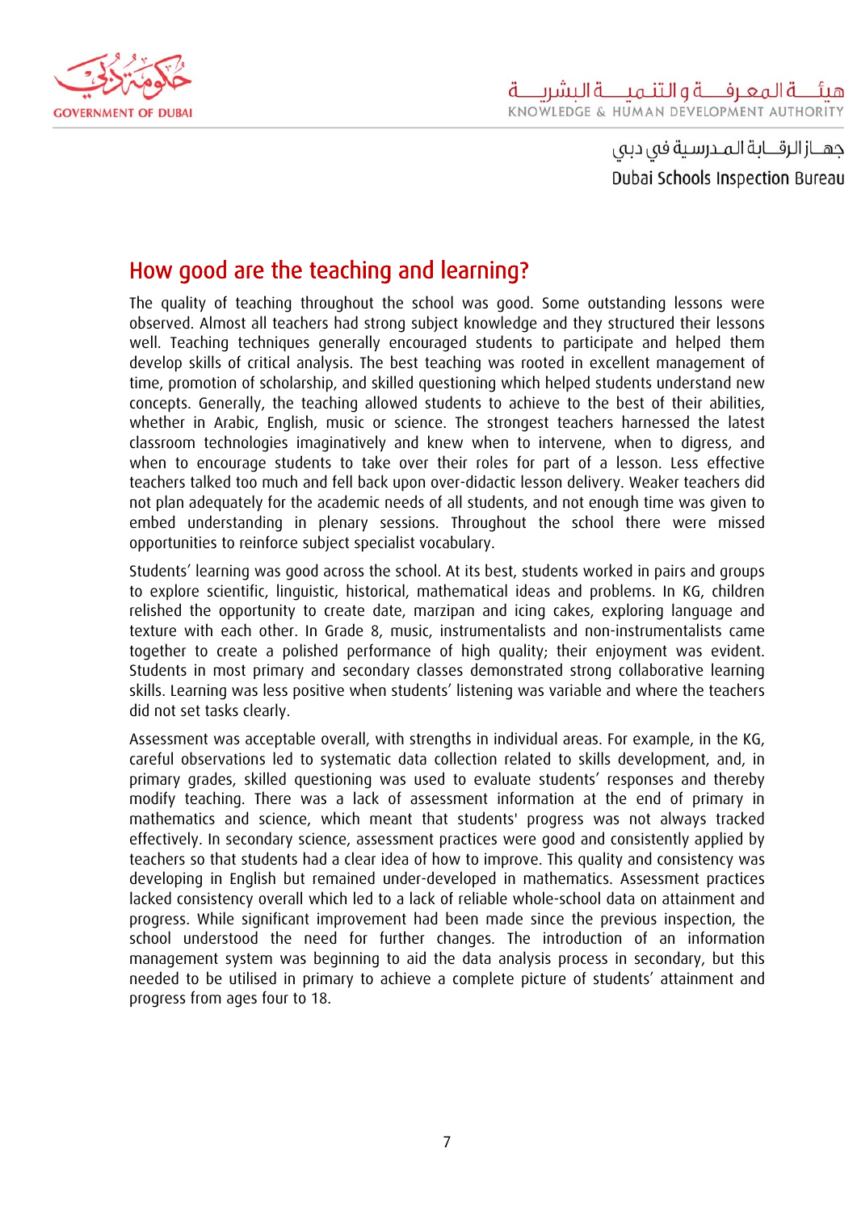## How good are the teaching and learning?

The quality of teaching throughout the school was good. Some outstanding lessons were observed. Almost all teachers had strong subject knowledge and they structured their lessons well. Teaching techniques generally encouraged students to participate and helped them develop skills of critical analysis. The best teaching was rooted in excellent management of time, promotion of scholarship, and skilled questioning which helped students understand new concepts. Generally, the teaching allowed students to achieve to the best of their abilities, whether in Arabic, English, music or science. The strongest teachers harnessed the latest classroom technologies imaginatively and knew when to intervene, when to digress, and when to encourage students to take over their roles for part of a lesson. Less effective teachers talked too much and fell back upon over-didactic lesson delivery. Weaker teachers did not plan adequately for the academic needs of all students, and not enough time was given to embed understanding in plenary sessions. Throughout the school there were missed opportunities to reinforce subject specialist vocabulary.

Students' learning was good across the school. At its best, students worked in pairs and groups to explore scientific, linguistic, historical, mathematical ideas and problems. In KG, children relished the opportunity to create date, marzipan and icing cakes, exploring language and texture with each other. In Grade 8, music, instrumentalists and non-instrumentalists came together to create a polished performance of high quality; their enjoyment was evident. Students in most primary and secondary classes demonstrated strong collaborative learning skills. Learning was less positive when students' listening was variable and where the teachers did not set tasks clearly.

Assessment was acceptable overall, with strengths in individual areas. For example, in the KG, careful observations led to systematic data collection related to skills development, and, in primary grades, skilled questioning was used to evaluate students' responses and thereby modify teaching. There was a lack of assessment information at the end of primary in mathematics and science, which meant that students' progress was not always tracked effectively. In secondary science, assessment practices were good and consistently applied by teachers so that students had a clear idea of how to improve. This quality and consistency was developing in English but remained under-developed in mathematics. Assessment practices lacked consistency overall which led to a lack of reliable whole-school data on attainment and progress. While significant improvement had been made since the previous inspection, the school understood the need for further changes. The introduction of an information management system was beginning to aid the data analysis process in secondary, but this needed to be utilised in primary to achieve a complete picture of students' attainment and progress from ages four to 18.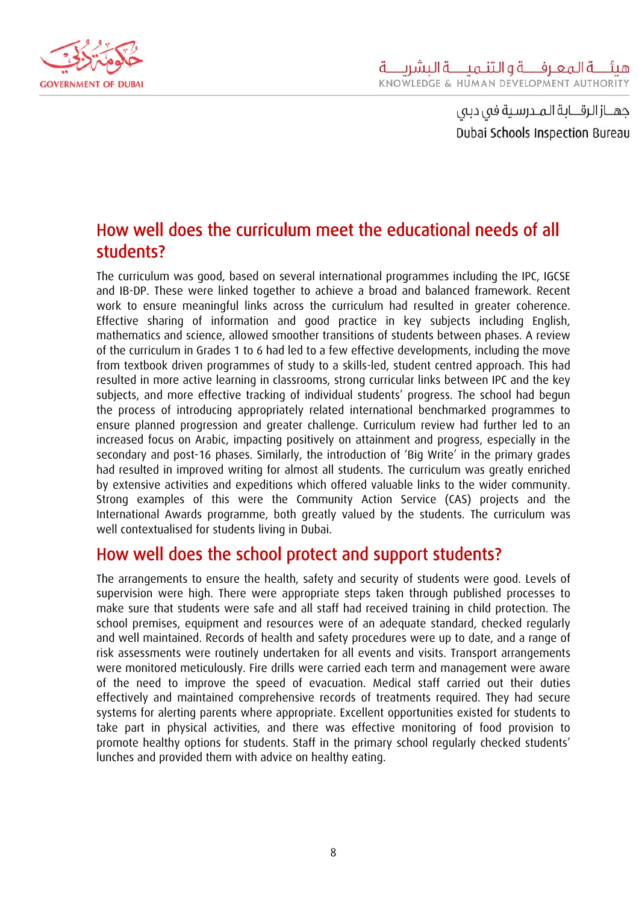## How well does the curriculum meet the educational needs of all students?

The curriculum was good, based on several international programmes including the IPC, IGCSE and IB-DP. These were linked together to achieve a broad and balanced framework. Recent work to ensure meaningful links across the curriculum had resulted in greater coherence. Effective sharing of information and good practice in key subjects including English, mathematics and science, allowed smoother transitions of students between phases. A review of the curriculum in Grades 1 to 6 had led to a few effective developments, including the move from textbook driven programmes of study to a skills-led, student centred approach. This had resulted in more active learning in classrooms, strong curricular links between IPC and the key subjects, and more effective tracking of individual students' progress. The school had begun the process of introducing appropriately related international benchmarked programmes to ensure planned progression and greater challenge. Curriculum review had further led to an increased focus on Arabic, impacting positively on attainment and progress, especially in the secondary and post-16 phases. Similarly, the introduction of 'Big Write' in the primary grades had resulted in improved writing for almost all students. The curriculum was greatly enriched by extensive activities and expeditions which offered valuable links to the wider community. Strong examples of this were the Community Action Service (CAS) projects and the International Awards programme, both greatly valued by the students. The curriculum was well contextualised for students living in Dubai.

## How well does the school protect and support students?

The arrangements to ensure the health, safety and security of students were good. Levels of supervision were high. There were appropriate steps taken through published processes to make sure that students were safe and all staff had received training in child protection. The school premises, equipment and resources were of an adequate standard, checked regularly and well maintained. Records of health and safety procedures were up to date, and a range of risk assessments were routinely undertaken for all events and visits. Transport arrangements were monitored meticulously. Fire drills were carried each term and management were aware of the need to improve the speed of evacuation. Medical staff carried out their duties effectively and maintained comprehensive records of treatments required. They had secure systems for alerting parents where appropriate. Excellent opportunities existed for students to take part in physical activities, and there was effective monitoring of food provision to promote healthy options for students. Staff in the primary school regularly checked students' lunches and provided them with advice on healthy eating.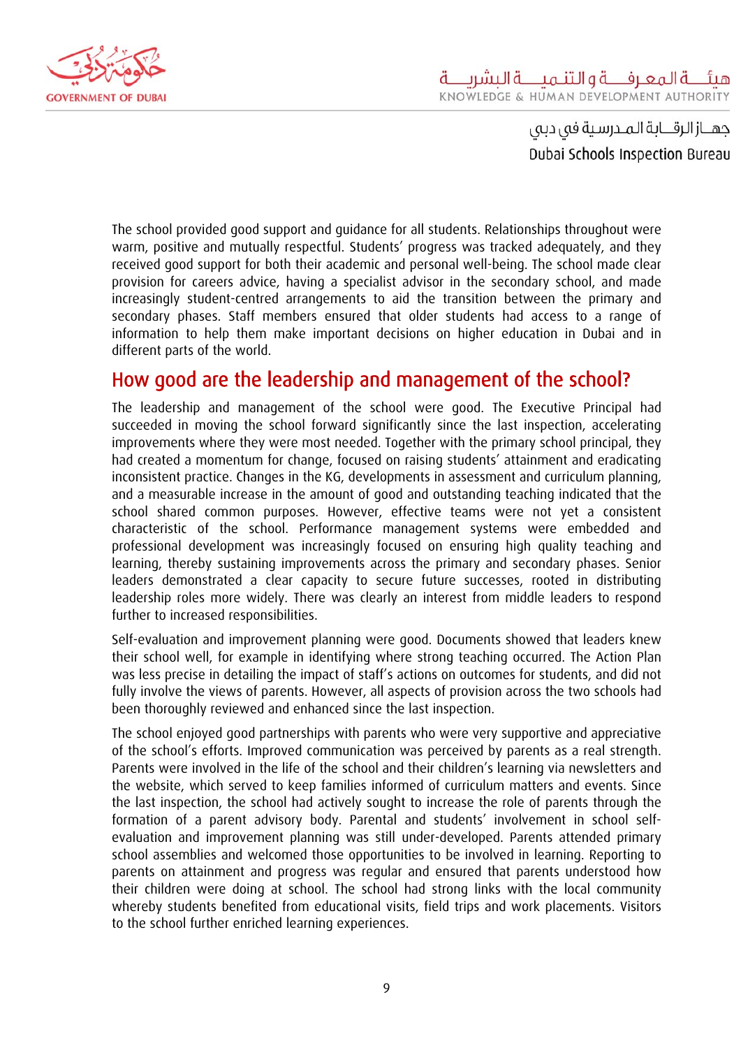The school provided good support and guidance for all students. Relationships throughout were warm, positive and mutually respectful. Students' progress was tracked adequately, and they received good support for both their academic and personal well-being. The school made clear provision for careers advice, having a specialist advisor in the secondary school, and made increasingly student-centred arrangements to aid the transition between the primary and secondary phases. Staff members ensured that older students had access to a range of information to help them make important decisions on higher education in Dubai and in different parts of the world.

## How good are the leadership and management of the school?

The leadership and management of the school were good. The Executive Principal had succeeded in moving the school forward significantly since the last inspection, accelerating improvements where they were most needed. Together with the primary school principal, they had created a momentum for change, focused on raising students' attainment and eradicating inconsistent practice. Changes in the KG, developments in assessment and curriculum planning, and a measurable increase in the amount of good and outstanding teaching indicated that the school shared common purposes. However, effective teams were not yet a consistent characteristic of the school. Performance management systems were embedded and professional development was increasingly focused on ensuring high quality teaching and learning, thereby sustaining improvements across the primary and secondary phases. Senior leaders demonstrated a clear capacity to secure future successes, rooted in distributing leadership roles more widely. There was clearly an interest from middle leaders to respond further to increased responsibilities.

Self-evaluation and improvement planning were good. Documents showed that leaders knew their school well, for example in identifying where strong teaching occurred. The Action Plan was less precise in detailing the impact of staff's actions on outcomes for students, and did not fully involve the views of parents. However, all aspects of provision across the two schools had been thoroughly reviewed and enhanced since the last inspection.

The school enjoyed good partnerships with parents who were very supportive and appreciative of the school's efforts. Improved communication was perceived by parents as a real strength. Parents were involved in the life of the school and their children's learning via newsletters and the website, which served to keep families informed of curriculum matters and events. Since the last inspection, the school had actively sought to increase the role of parents through the formation of a parent advisory body. Parental and students' involvement in school self-evaluation and improvement planning was still under-developed. Parents attended primary school assemblies and welcomed those opportunities to be involved in learning. Reporting to parents on attainment and progress was regular and ensured that parents understood how their children were doing at school. The school had strong links with the local community whereby students benefited from educational visits, field trips and work placements. Visitors to the school further enriched learning experiences.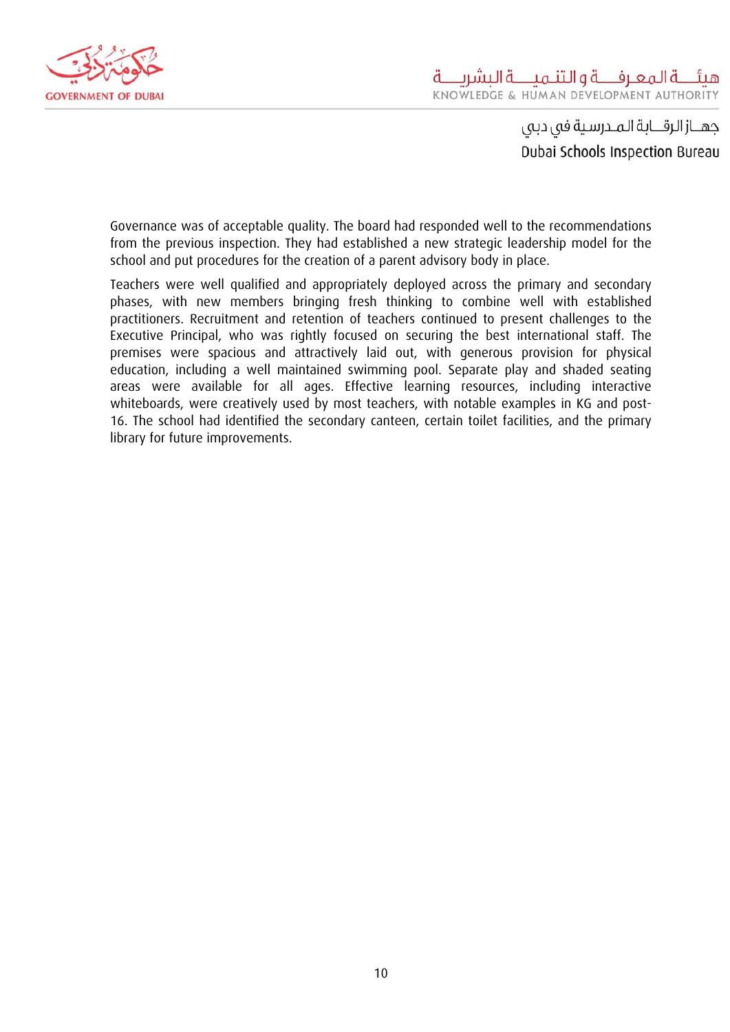Governance was of acceptable quality. The board had responded well to the recommendations from the previous inspection. They had established a new strategic leadership model for the school and put procedures for the creation of a parent advisory body in place.

Teachers were well qualified and appropriately deployed across the primary and secondary phases, with new members bringing fresh thinking to combine well with established practitioners. Recruitment and retention of teachers continued to present challenges to the Executive Principal, who was rightly focused on securing the best international staff. The premises were spacious and attractively laid out, with generous provision for physical education, including a well maintained swimming pool. Separate play and shaded seating areas were available for all ages. Effective learning resources, including interactive whiteboards, were creatively used by most teachers, with notable examples in KG and post-16. The school had identified the secondary canteen, certain toilet facilities, and the primary library for future improvements.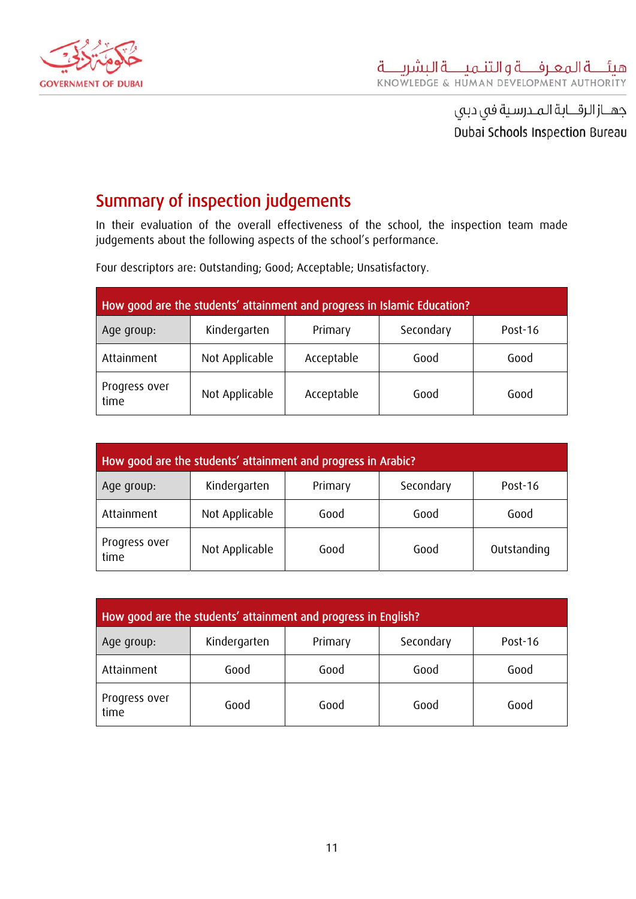## Summary of inspection judgements

In their evaluation of the overall effectiveness of the school, the inspection team made judgements about the following aspects of the school's performance.

Four descriptors are: Outstanding; Good; Acceptable; Unsatisfactory.

| How good are the students' attainment and progress in Islamic Education? | | | | |
|---|---|---|---|---|
| Age group: | Kindergarten | Primary | Secondary | Post-16 |
| Attainment | Not Applicable | Acceptable | Good | Good |
| Progress over time | Not Applicable | Acceptable | Good | Good |

| How good are the students' attainment and progress in Arabic? | | | | |
|---|---|---|---|---|
| Age group: | Kindergarten | Primary | Secondary | Post-16 |
| Attainment | Not Applicable | Good | Good | Good |
| Progress over time | Not Applicable | Good | Good | Outstanding |

| How good are the students' attainment and progress in English? | | | | |
|---|---|---|---|---|
| Age group: | Kindergarten | Primary | Secondary | Post-16 |
| Attainment | Good | Good | Good | Good |
| Progress over time | Good | Good | Good | Good |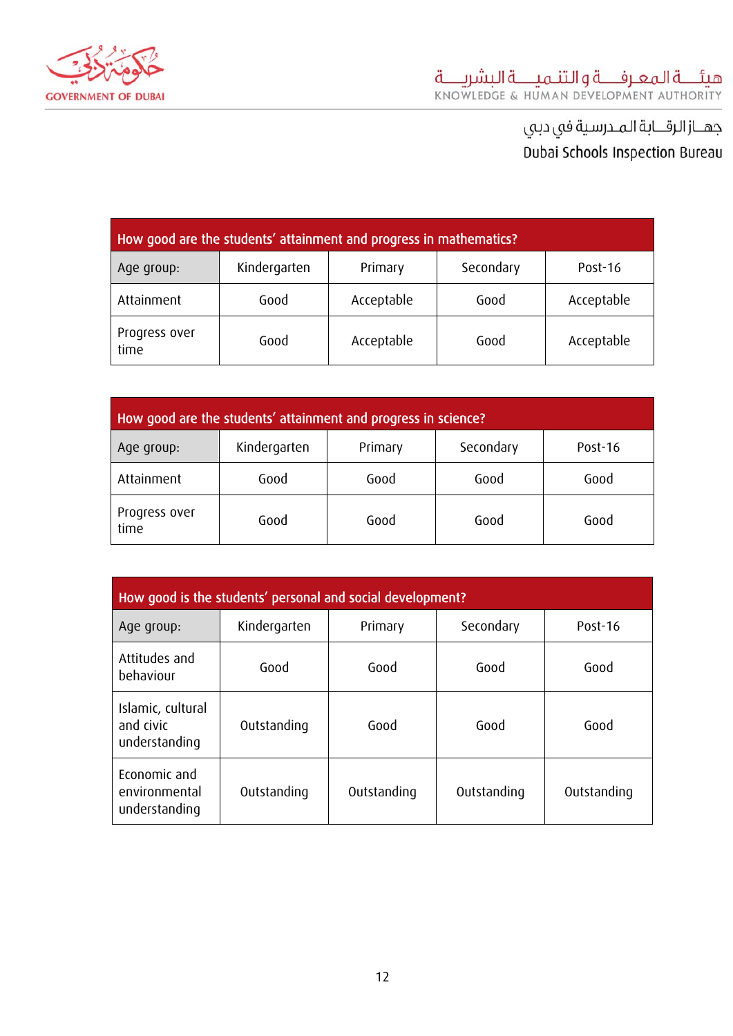| How good are the students' attainment and progress in mathematics? | | | | |
|---|---|---|---|---|
| Age group: | Kindergarten | Primary | Secondary | Post-16 |
| Attainment | Good | Acceptable | Good | Acceptable |
| Progress over time | Good | Acceptable | Good | Acceptable |

| How good are the students' attainment and progress in science? | | | | |
|---|---|---|---|---|
| Age group: | Kindergarten | Primary | Secondary | Post-16 |
| Attainment | Good | Good | Good | Good |
| Progress over time | Good | Good | Good | Good |

| How good is the students' personal and social development? | | | | |
|---|---|---|---|---|
| Age group: | Kindergarten | Primary | Secondary | Post-16 |
| Attitudes and behaviour | Good | Good | Good | Good |
| Islamic, cultural and civic understanding | Outstanding | Good | Good | Good |
| Economic and environmental understanding | Outstanding | Outstanding | Outstanding | Outstanding |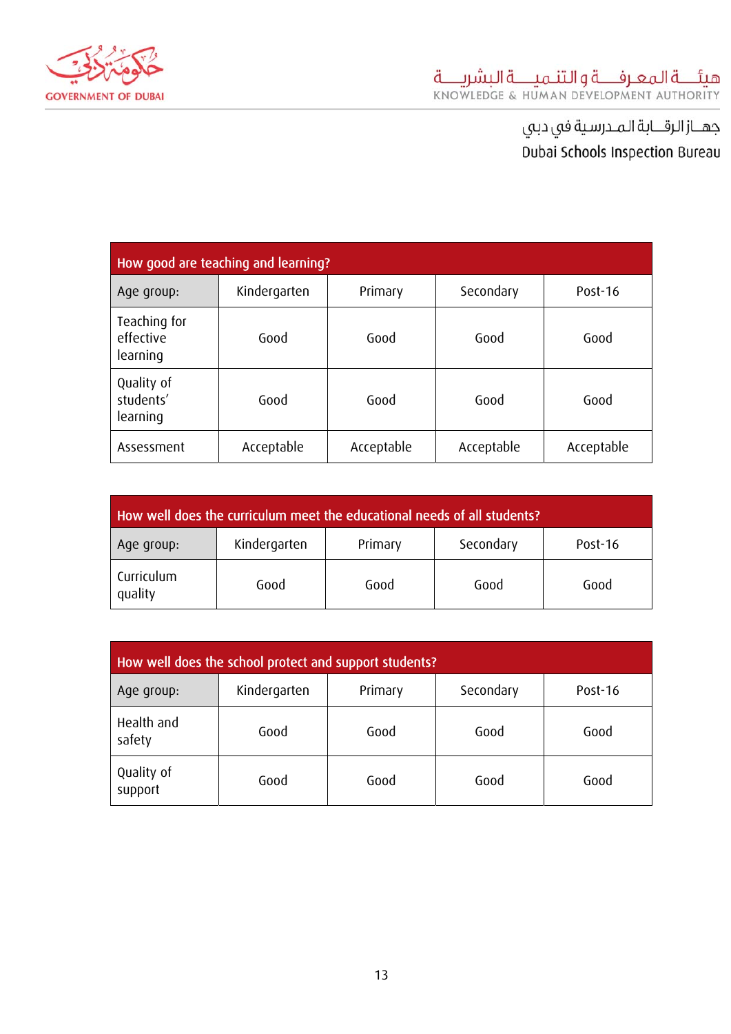| How good are teaching and learning? | | | | |
|---|---|---|---|---|
| Age group: | Kindergarten | Primary | Secondary | Post-16 |
| Teaching for effective learning | Good | Good | Good | Good |
| Quality of students' learning | Good | Good | Good | Good |
| Assessment | Acceptable | Acceptable | Acceptable | Acceptable |

| How well does the curriculum meet the educational needs of all students? | | | | |
|---|---|---|---|---|
| Age group: | Kindergarten | Primary | Secondary | Post-16 |
| Curriculum quality | Good | Good | Good | Good |

| How well does the school protect and support students? | | | | |
|---|---|---|---|---|
| Age group: | Kindergarten | Primary | Secondary | Post-16 |
| Health and safety | Good | Good | Good | Good |
| Quality of support | Good | Good | Good | Good |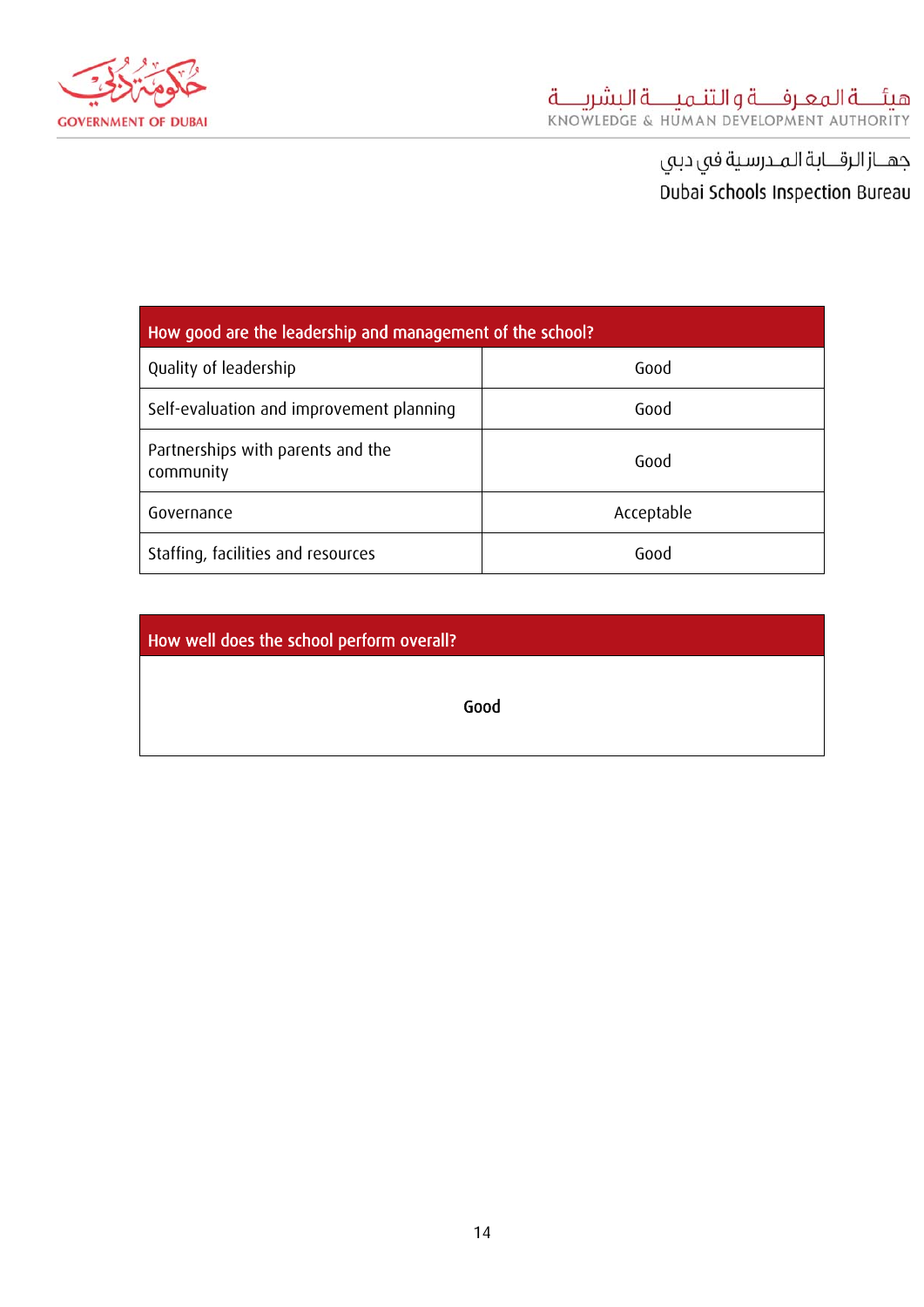| How good are the leadership and management of the school? | |
|---|---|
| Quality of leadership | Good |
| Self-evaluation and improvement planning | Good |
| Partnerships with parents and the community | Good |
| Governance | Acceptable |
| Staffing, facilities and resources | Good |

| How well does the school perform overall? |
|---|
| **Good** |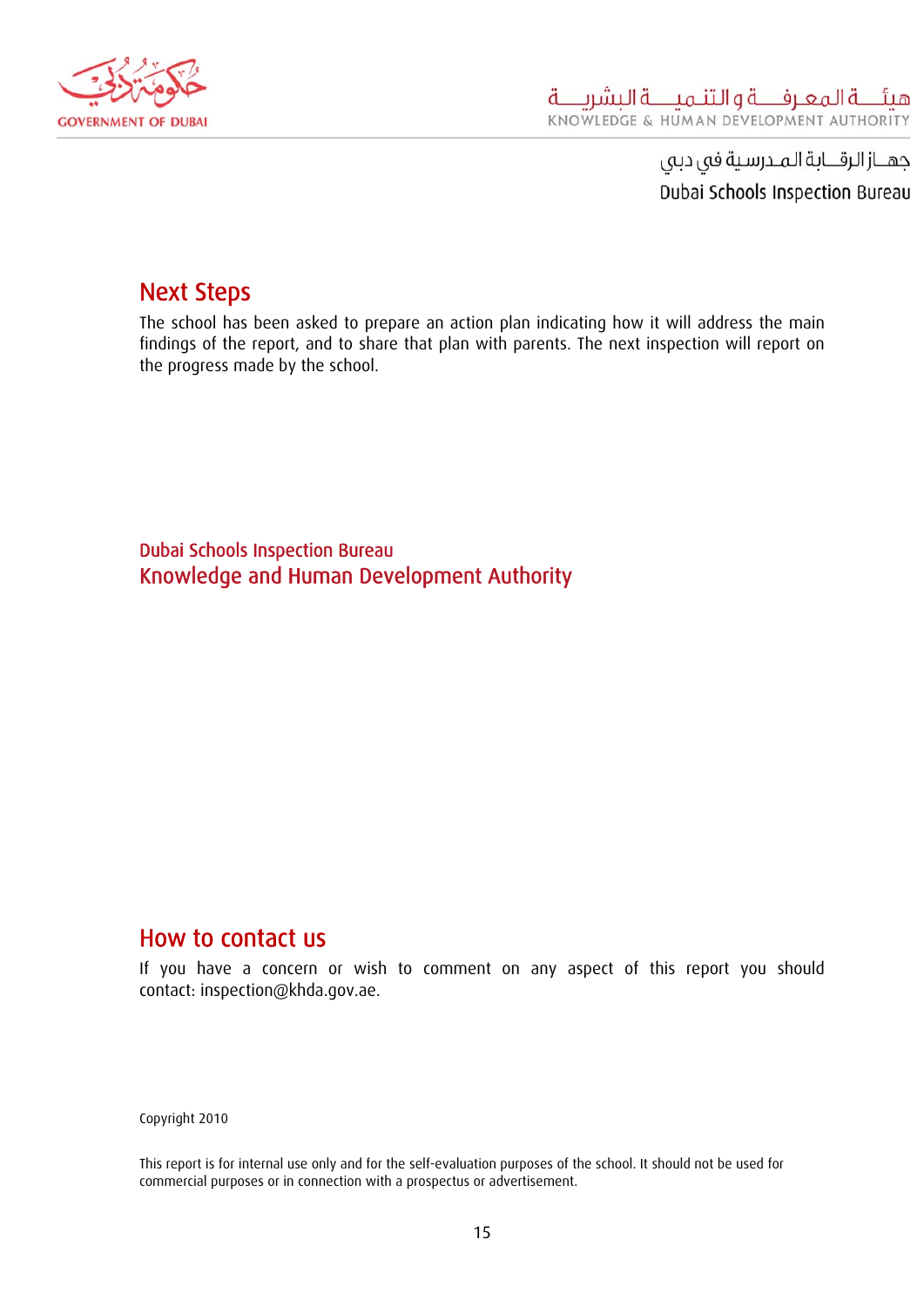## Next Steps

The school has been asked to prepare an action plan indicating how it will address the main findings of the report, and to share that plan with parents. The next inspection will report on the progress made by the school.

Dubai Schools Inspection Bureau
Knowledge and Human Development Authority

## How to contact us

If you have a concern or wish to comment on any aspect of this report you should contact: inspection@khda.gov.ae.

Copyright 2010

This report is for internal use only and for the self-evaluation purposes of the school. It should not be used for commercial purposes or in connection with a prospectus or advertisement.